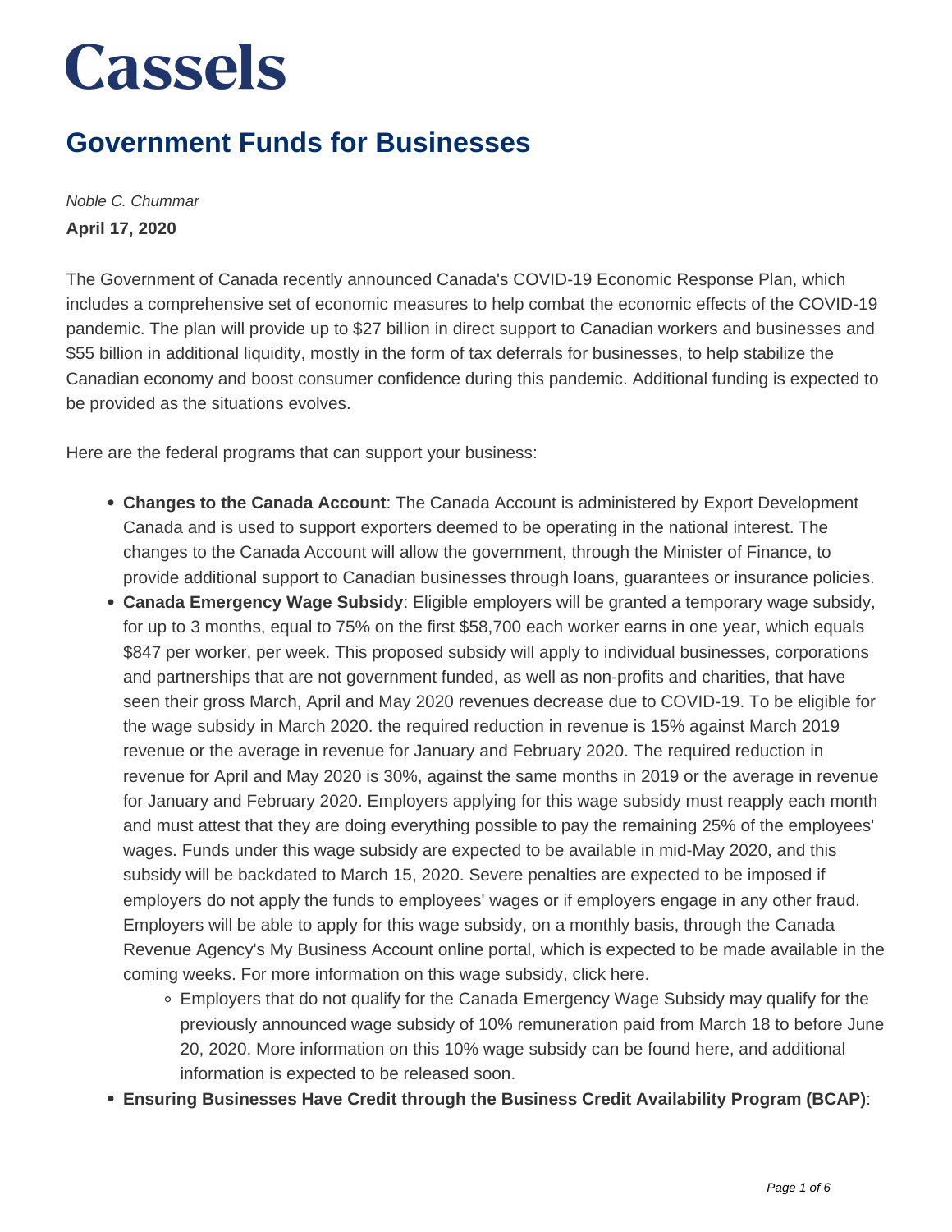# Cassels

## Government Funds for Businesses

*Noble C. Chummar*

**April 17, 2020**

The Government of Canada recently announced Canada's COVID-19 Economic Response Plan, which includes a comprehensive set of economic measures to help combat the economic effects of the COVID-19 pandemic. The plan will provide up to $27 billion in direct support to Canadian workers and businesses and $55 billion in additional liquidity, mostly in the form of tax deferrals for businesses, to help stabilize the Canadian economy and boost consumer confidence during this pandemic. Additional funding is expected to be provided as the situations evolves.

Here are the federal programs that can support your business:

- **Changes to the Canada Account**: The Canada Account is administered by Export Development Canada and is used to support exporters deemed to be operating in the national interest. The changes to the Canada Account will allow the government, through the Minister of Finance, to provide additional support to Canadian businesses through loans, guarantees or insurance policies.
- **Canada Emergency Wage Subsidy**: Eligible employers will be granted a temporary wage subsidy, for up to 3 months, equal to 75% on the first $58,700 each worker earns in one year, which equals $847 per worker, per week. This proposed subsidy will apply to individual businesses, corporations and partnerships that are not government funded, as well as non-profits and charities, that have seen their gross March, April and May 2020 revenues decrease due to COVID-19. To be eligible for the wage subsidy in March 2020. the required reduction in revenue is 15% against March 2019 revenue or the average in revenue for January and February 2020. The required reduction in revenue for April and May 2020 is 30%, against the same months in 2019 or the average in revenue for January and February 2020. Employers applying for this wage subsidy must reapply each month and must attest that they are doing everything possible to pay the remaining 25% of the employees' wages. Funds under this wage subsidy are expected to be available in mid-May 2020, and this subsidy will be backdated to March 15, 2020. Severe penalties are expected to be imposed if employers do not apply the funds to employees' wages or if employers engage in any other fraud. Employers will be able to apply for this wage subsidy, on a monthly basis, through the Canada Revenue Agency's My Business Account online portal, which is expected to be made available in the coming weeks. For more information on this wage subsidy, click here.
  - Employers that do not qualify for the Canada Emergency Wage Subsidy may qualify for the previously announced wage subsidy of 10% remuneration paid from March 18 to before June 20, 2020. More information on this 10% wage subsidy can be found here, and additional information is expected to be released soon.
- **Ensuring Businesses Have Credit through the Business Credit Availability Program (BCAP)**: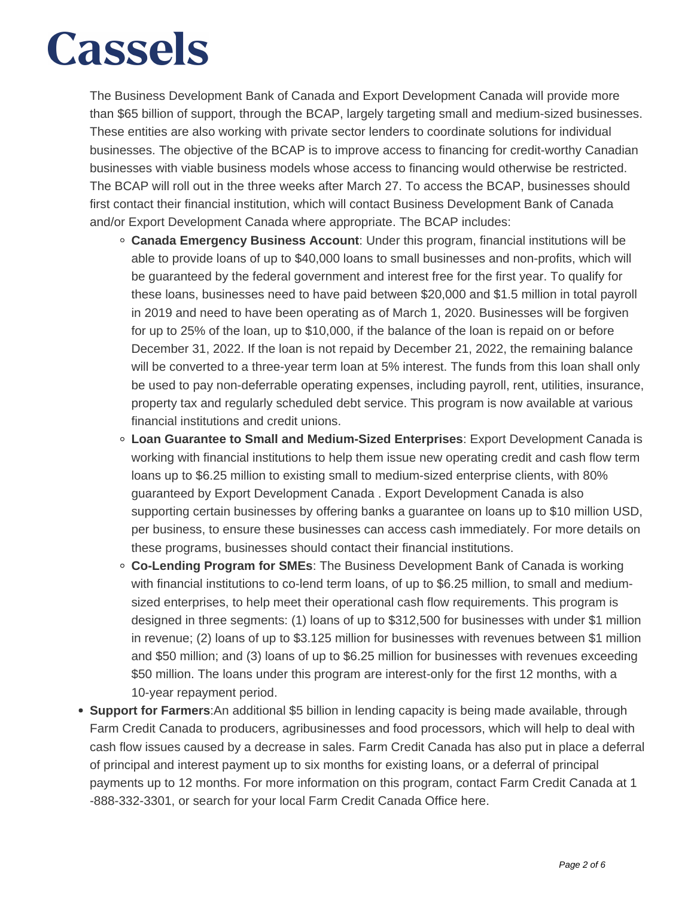The Business Development Bank of Canada and Export Development Canada will provide more than $65 billion of support, through the BCAP, largely targeting small and medium-sized businesses. These entities are also working with private sector lenders to coordinate solutions for individual businesses. The objective of the BCAP is to improve access to financing for credit-worthy Canadian businesses with viable business models whose access to financing would otherwise be restricted. The BCAP will roll out in the three weeks after March 27. To access the BCAP, businesses should first contact their financial institution, which will contact Business Development Bank of Canada and/or Export Development Canada where appropriate. The BCAP includes:

   - **Canada Emergency Business Account**: Under this program, financial institutions will be able to provide loans of up to $40,000 loans to small businesses and non-profits, which will be guaranteed by the federal government and interest free for the first year. To qualify for these loans, businesses need to have paid between $20,000 and $1.5 million in total payroll in 2019 and need to have been operating as of March 1, 2020. Businesses will be forgiven for up to 25% of the loan, up to $10,000, if the balance of the loan is repaid on or before December 31, 2022. If the loan is not repaid by December 21, 2022, the remaining balance will be converted to a three-year term loan at 5% interest. The funds from this loan shall only be used to pay non-deferrable operating expenses, including payroll, rent, utilities, insurance, property tax and regularly scheduled debt service. This program is now available at various financial institutions and credit unions.
   - **Loan Guarantee to Small and Medium-Sized Enterprises**: Export Development Canada is working with financial institutions to help them issue new operating credit and cash flow term loans up to $6.25 million to existing small to medium-sized enterprise clients, with 80% guaranteed by Export Development Canada . Export Development Canada is also supporting certain businesses by offering banks a guarantee on loans up to $10 million USD, per business, to ensure these businesses can access cash immediately. For more details on these programs, businesses should contact their financial institutions.
   - **Co-Lending Program for SMEs**: The Business Development Bank of Canada is working with financial institutions to co-lend term loans, of up to $6.25 million, to small and medium-sized enterprises, to help meet their operational cash flow requirements. This program is designed in three segments: (1) loans of up to $312,500 for businesses with under $1 million in revenue; (2) loans of up to $3.125 million for businesses with revenues between $1 million and $50 million; and (3) loans of up to $6.25 million for businesses with revenues exceeding $50 million. The loans under this program are interest-only for the first 12 months, with a 10-year repayment period.

- **Support for Farmers**:An additional $5 billion in lending capacity is being made available, through Farm Credit Canada to producers, agribusinesses and food processors, which will help to deal with cash flow issues caused by a decrease in sales. Farm Credit Canada has also put in place a deferral of principal and interest payment up to six months for existing loans, or a deferral of principal payments up to 12 months. For more information on this program, contact Farm Credit Canada at 1 -888-332-3301, or search for your local Farm Credit Canada Office here.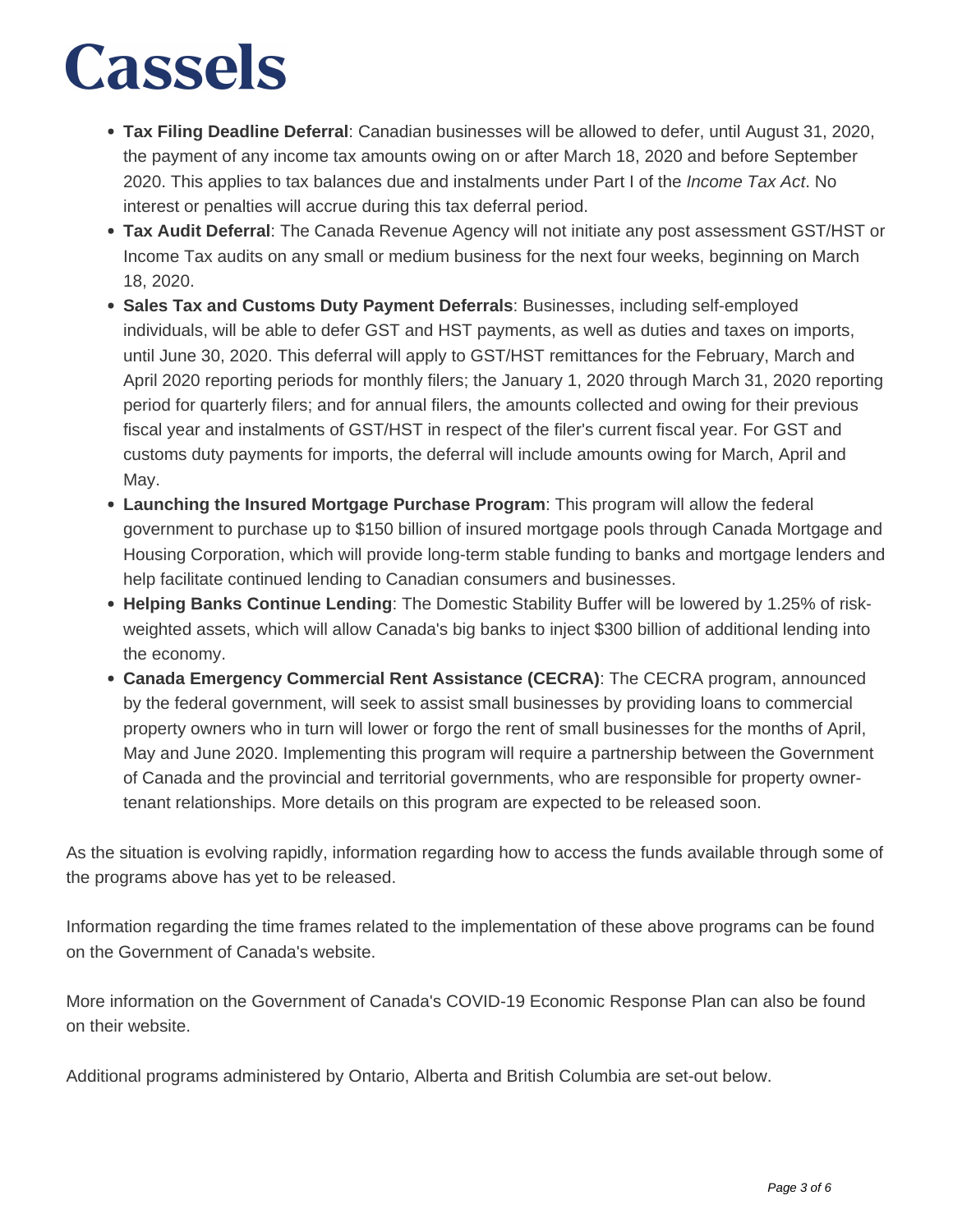- **Tax Filing Deadline Deferral**: Canadian businesses will be allowed to defer, until August 31, 2020, the payment of any income tax amounts owing on or after March 18, 2020 and before September 2020. This applies to tax balances due and instalments under Part I of the *Income Tax Act*. No interest or penalties will accrue during this tax deferral period.
- **Tax Audit Deferral**: The Canada Revenue Agency will not initiate any post assessment GST/HST or Income Tax audits on any small or medium business for the next four weeks, beginning on March 18, 2020.
- **Sales Tax and Customs Duty Payment Deferrals**: Businesses, including self-employed individuals, will be able to defer GST and HST payments, as well as duties and taxes on imports, until June 30, 2020. This deferral will apply to GST/HST remittances for the February, March and April 2020 reporting periods for monthly filers; the January 1, 2020 through March 31, 2020 reporting period for quarterly filers; and for annual filers, the amounts collected and owing for their previous fiscal year and instalments of GST/HST in respect of the filer's current fiscal year. For GST and customs duty payments for imports, the deferral will include amounts owing for March, April and May.
- **Launching the Insured Mortgage Purchase Program**: This program will allow the federal government to purchase up to $150 billion of insured mortgage pools through Canada Mortgage and Housing Corporation, which will provide long-term stable funding to banks and mortgage lenders and help facilitate continued lending to Canadian consumers and businesses.
- **Helping Banks Continue Lending**: The Domestic Stability Buffer will be lowered by 1.25% of risk-weighted assets, which will allow Canada's big banks to inject $300 billion of additional lending into the economy.
- **Canada Emergency Commercial Rent Assistance (CECRA)**: The CECRA program, announced by the federal government, will seek to assist small businesses by providing loans to commercial property owners who in turn will lower or forgo the rent of small businesses for the months of April, May and June 2020. Implementing this program will require a partnership between the Government of Canada and the provincial and territorial governments, who are responsible for property owner-tenant relationships. More details on this program are expected to be released soon.

As the situation is evolving rapidly, information regarding how to access the funds available through some of the programs above has yet to be released.

Information regarding the time frames related to the implementation of these above programs can be found on the Government of Canada's website.

More information on the Government of Canada's COVID-19 Economic Response Plan can also be found on their website.

Additional programs administered by Ontario, Alberta and British Columbia are set-out below.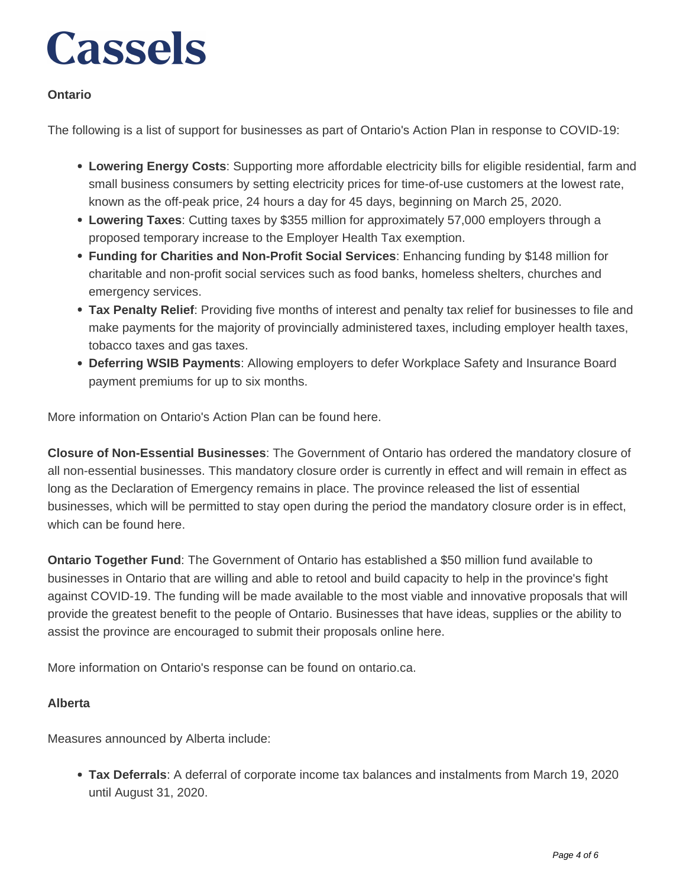**Ontario**

The following is a list of support for businesses as part of Ontario's Action Plan in response to COVID-19:

- **Lowering Energy Costs**: Supporting more affordable electricity bills for eligible residential, farm and small business consumers by setting electricity prices for time-of-use customers at the lowest rate, known as the off-peak price, 24 hours a day for 45 days, beginning on March 25, 2020.
- **Lowering Taxes**: Cutting taxes by $355 million for approximately 57,000 employers through a proposed temporary increase to the Employer Health Tax exemption.
- **Funding for Charities and Non-Profit Social Services**: Enhancing funding by $148 million for charitable and non-profit social services such as food banks, homeless shelters, churches and emergency services.
- **Tax Penalty Relief**: Providing five months of interest and penalty tax relief for businesses to file and make payments for the majority of provincially administered taxes, including employer health taxes, tobacco taxes and gas taxes.
- **Deferring WSIB Payments**: Allowing employers to defer Workplace Safety and Insurance Board payment premiums for up to six months.

More information on Ontario's Action Plan can be found here.

**Closure of Non-Essential Businesses**: The Government of Ontario has ordered the mandatory closure of all non-essential businesses. This mandatory closure order is currently in effect and will remain in effect as long as the Declaration of Emergency remains in place. The province released the list of essential businesses, which will be permitted to stay open during the period the mandatory closure order is in effect, which can be found here.

**Ontario Together Fund**: The Government of Ontario has established a $50 million fund available to businesses in Ontario that are willing and able to retool and build capacity to help in the province's fight against COVID-19. The funding will be made available to the most viable and innovative proposals that will provide the greatest benefit to the people of Ontario. Businesses that have ideas, supplies or the ability to assist the province are encouraged to submit their proposals online here.

More information on Ontario's response can be found on ontario.ca.

**Alberta**

Measures announced by Alberta include:

- **Tax Deferrals**: A deferral of corporate income tax balances and instalments from March 19, 2020 until August 31, 2020.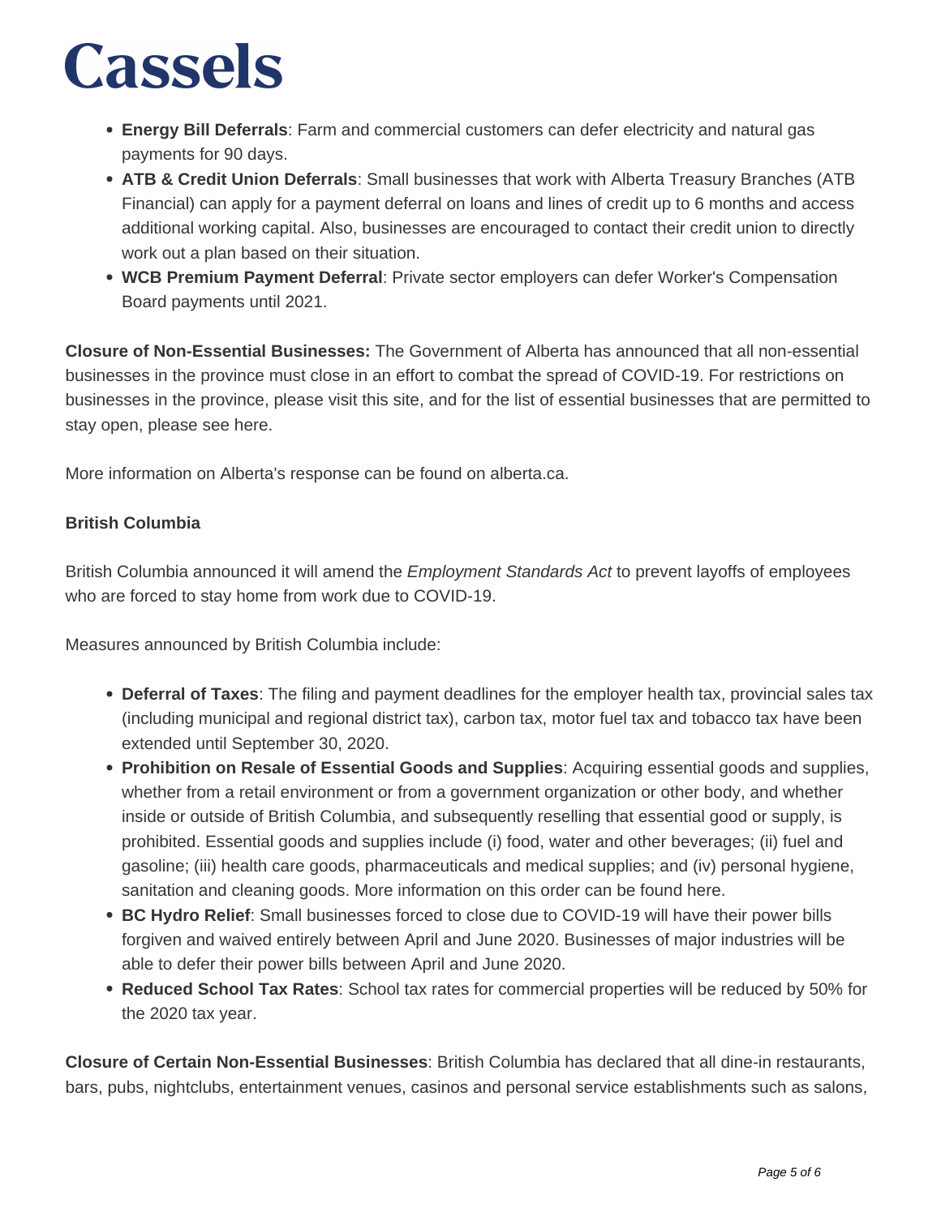- **Energy Bill Deferrals**: Farm and commercial customers can defer electricity and natural gas payments for 90 days.
- **ATB & Credit Union Deferrals**: Small businesses that work with Alberta Treasury Branches (ATB Financial) can apply for a payment deferral on loans and lines of credit up to 6 months and access additional working capital. Also, businesses are encouraged to contact their credit union to directly work out a plan based on their situation.
- **WCB Premium Payment Deferral**: Private sector employers can defer Worker's Compensation Board payments until 2021.

**Closure of Non-Essential Businesses:** The Government of Alberta has announced that all non-essential businesses in the province must close in an effort to combat the spread of COVID-19. For restrictions on businesses in the province, please visit this site, and for the list of essential businesses that are permitted to stay open, please see here.

More information on Alberta's response can be found on alberta.ca.

**British Columbia**

British Columbia announced it will amend the *Employment Standards Act* to prevent layoffs of employees who are forced to stay home from work due to COVID-19.

Measures announced by British Columbia include:

- **Deferral of Taxes**: The filing and payment deadlines for the employer health tax, provincial sales tax (including municipal and regional district tax), carbon tax, motor fuel tax and tobacco tax have been extended until September 30, 2020.
- **Prohibition on Resale of Essential Goods and Supplies**: Acquiring essential goods and supplies, whether from a retail environment or from a government organization or other body, and whether inside or outside of British Columbia, and subsequently reselling that essential good or supply, is prohibited. Essential goods and supplies include (i) food, water and other beverages; (ii) fuel and gasoline; (iii) health care goods, pharmaceuticals and medical supplies; and (iv) personal hygiene, sanitation and cleaning goods. More information on this order can be found here.
- **BC Hydro Relief**: Small businesses forced to close due to COVID-19 will have their power bills forgiven and waived entirely between April and June 2020. Businesses of major industries will be able to defer their power bills between April and June 2020.
- **Reduced School Tax Rates**: School tax rates for commercial properties will be reduced by 50% for the 2020 tax year.

**Closure of Certain Non-Essential Businesses**: British Columbia has declared that all dine-in restaurants, bars, pubs, nightclubs, entertainment venues, casinos and personal service establishments such as salons,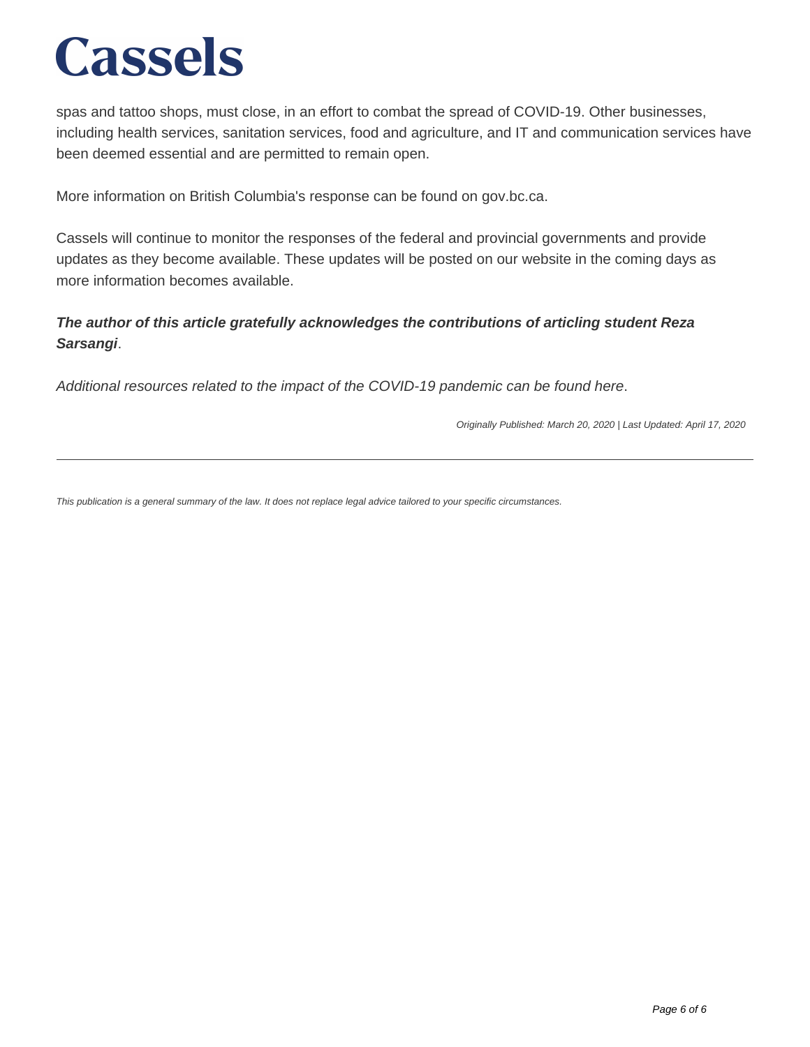spas and tattoo shops, must close, in an effort to combat the spread of COVID-19. Other businesses, including health services, sanitation services, food and agriculture, and IT and communication services have been deemed essential and are permitted to remain open.

More information on British Columbia's response can be found on gov.bc.ca.

Cassels will continue to monitor the responses of the federal and provincial governments and provide updates as they become available. These updates will be posted on our website in the coming days as more information becomes available.

***The author of this article gratefully acknowledges the contributions of articling student Reza Sarsangi***.

*Additional resources related to the impact of the COVID-19 pandemic can be found here*.

*Originally Published: March 20, 2020 | Last Updated: April 17, 2020*

---

*This publication is a general summary of the law. It does not replace legal advice tailored to your specific circumstances.*